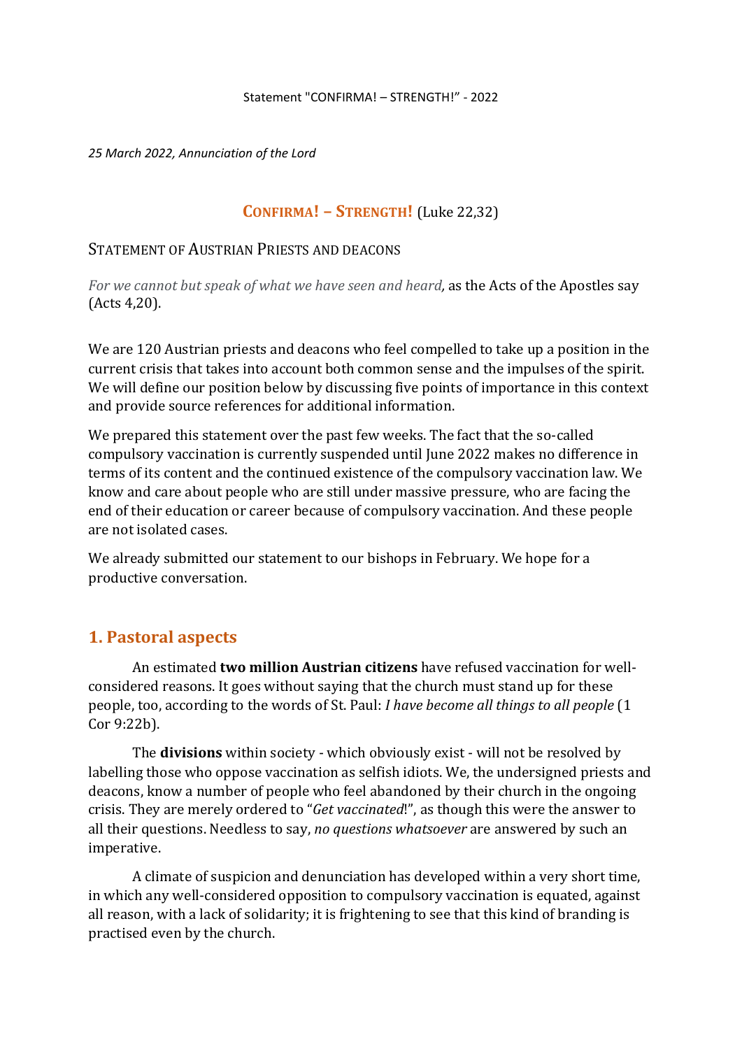Statement "CONFIRMA! – STRENGTH!" - 2022

*25 March 2022, Annunciation of the Lord*

# CONFIRMA! – STRENGTH! (Luke 22,32)

STATEMENT OF AUSTRIAN PRIESTS AND DEACONS

*For we cannot but speak of what we have seen and heard,* as the Acts of the Apostles say (Acts 4,20).

We are 120 Austrian priests and deacons who feel compelled to take up a position in the current crisis that takes into account both common sense and the impulses of the spirit. We will define our position below by discussing five points of importance in this context and provide source references for additional information.

We prepared this statement over the past few weeks. The fact that the so-called compulsory vaccination is currently suspended until June 2022 makes no difference in terms of its content and the continued existence of the compulsory vaccination law. We know and care about people who are still under massive pressure, who are facing the end of their education or career because of compulsory vaccination. And these people are not isolated cases.

We already submitted our statement to our bishops in February. We hope for a productive conversation.

## 1. Pastoral aspects

An estimated **two million Austrian citizens** have refused vaccination for well-considered reasons. It goes without saying that the church must stand up for these people, too, according to the words of St. Paul: *I have become all things to all people* (1 Cor 9:22b).

The **divisions** within society - which obviously exist - will not be resolved by labelling those who oppose vaccination as selfish idiots. We, the undersigned priests and deacons, know a number of people who feel abandoned by their church in the ongoing crisis. They are merely ordered to "*Get vaccinated*!", as though this were the answer to all their questions. Needless to say, *no questions whatsoever* are answered by such an imperative.

A climate of suspicion and denunciation has developed within a very short time, in which any well-considered opposition to compulsory vaccination is equated, against all reason, with a lack of solidarity; it is frightening to see that this kind of branding is practised even by the church.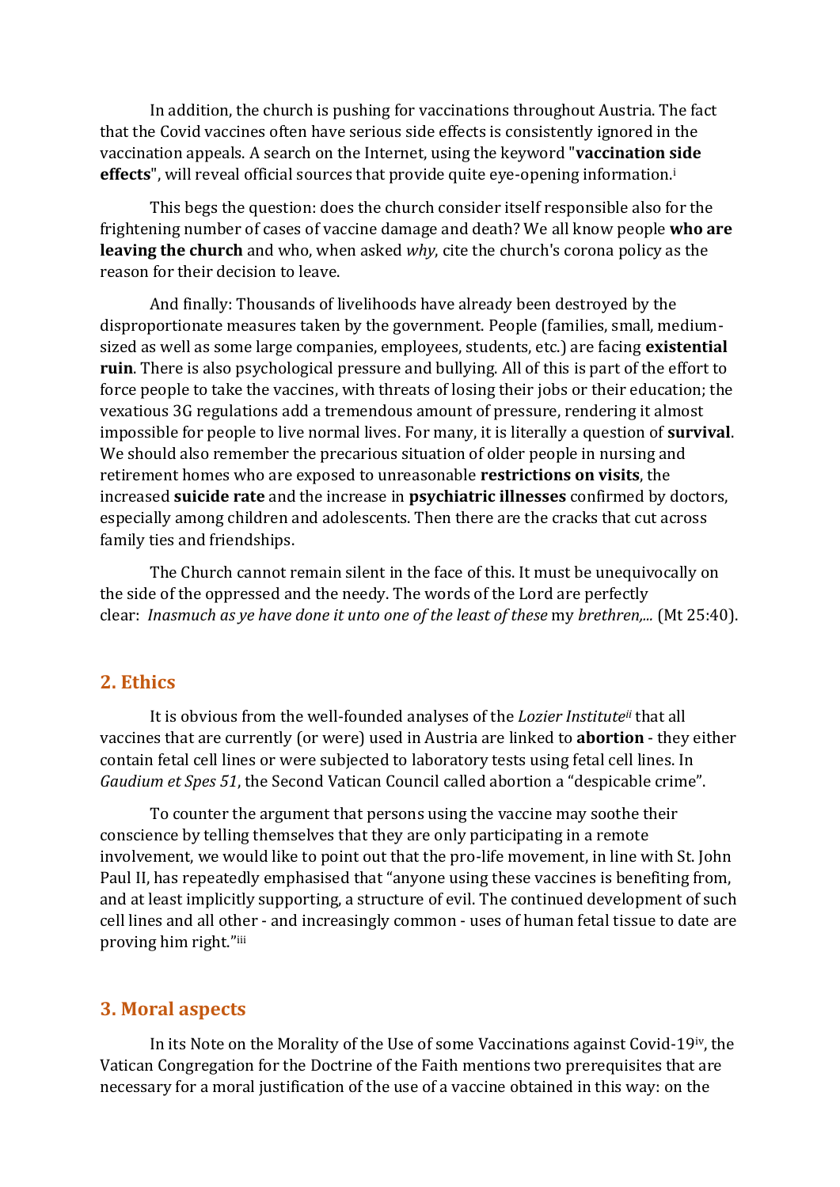In addition, the church is pushing for vaccinations throughout Austria. The fact that the Covid vaccines often have serious side effects is consistently ignored in the vaccination appeals. A search on the Internet, using the keyword "**vaccination side effects**", will reveal official sources that provide quite eye-opening information.[i]

This begs the question: does the church consider itself responsible also for the frightening number of cases of vaccine damage and death? We all know people **who are leaving the church** and who, when asked *why*, cite the church's corona policy as the reason for their decision to leave.

And finally: Thousands of livelihoods have already been destroyed by the disproportionate measures taken by the government. People (families, small, medium-sized as well as some large companies, employees, students, etc.) are facing **existential ruin**. There is also psychological pressure and bullying. All of this is part of the effort to force people to take the vaccines, with threats of losing their jobs or their education; the vexatious 3G regulations add a tremendous amount of pressure, rendering it almost impossible for people to live normal lives. For many, it is literally a question of **survival**. We should also remember the precarious situation of older people in nursing and retirement homes who are exposed to unreasonable **restrictions on visits**, the increased **suicide rate** and the increase in **psychiatric illnesses** confirmed by doctors, especially among children and adolescents. Then there are the cracks that cut across family ties and friendships.

The Church cannot remain silent in the face of this. It must be unequivocally on the side of the oppressed and the needy. The words of the Lord are perfectly clear: *Inasmuch as ye have done it unto one of the least of these* my *brethren,...* (Mt 25:40).

## 2. Ethics

It is obvious from the well-founded analyses of the *Lozier Institute*[ii] that all vaccines that are currently (or were) used in Austria are linked to **abortion** - they either contain fetal cell lines or were subjected to laboratory tests using fetal cell lines. In *Gaudium et Spes 51*, the Second Vatican Council called abortion a "despicable crime".

To counter the argument that persons using the vaccine may soothe their conscience by telling themselves that they are only participating in a remote involvement, we would like to point out that the pro-life movement, in line with St. John Paul II, has repeatedly emphasised that "anyone using these vaccines is benefiting from, and at least implicitly supporting, a structure of evil. The continued development of such cell lines and all other - and increasingly common - uses of human fetal tissue to date are proving him right."[iii]

## 3. Moral aspects

In its Note on the Morality of the Use of some Vaccinations against Covid-19[iv], the Vatican Congregation for the Doctrine of the Faith mentions two prerequisites that are necessary for a moral justification of the use of a vaccine obtained in this way: on the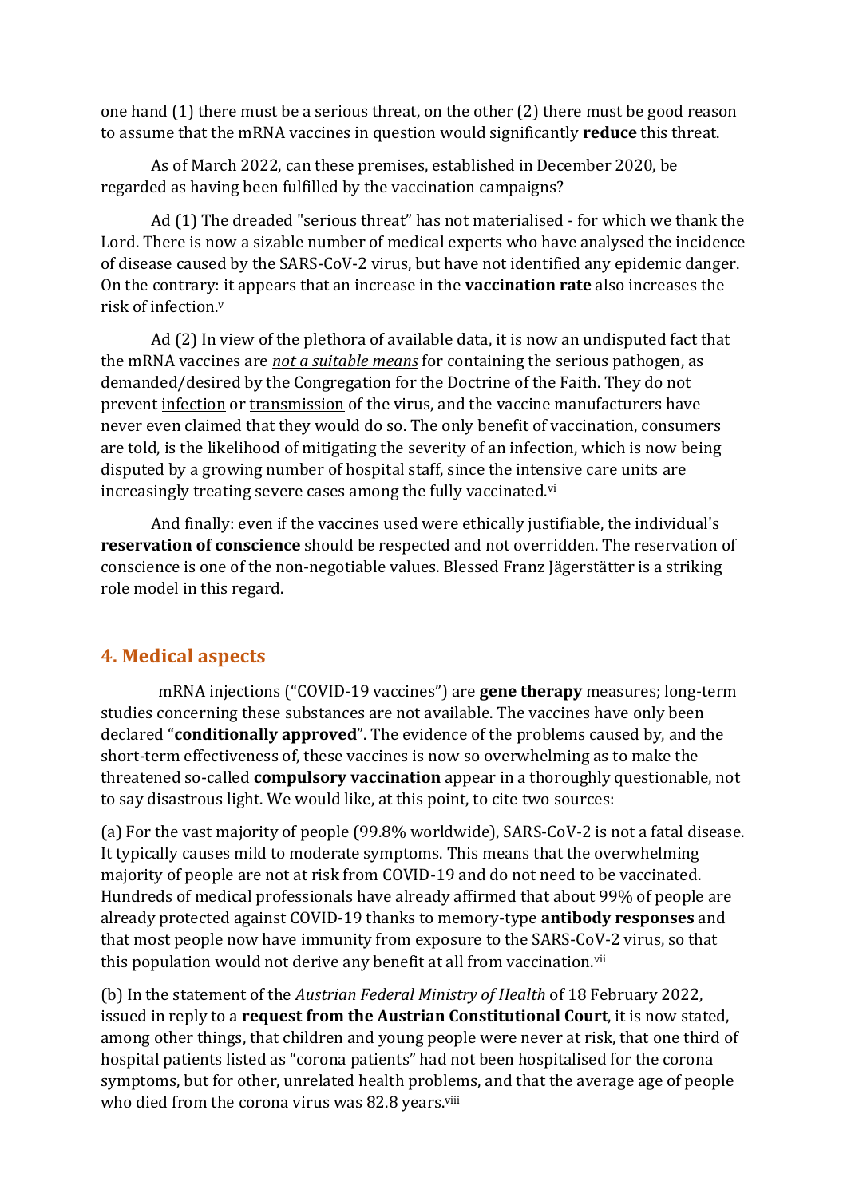one hand (1) there must be a serious threat, on the other (2) there must be good reason to assume that the mRNA vaccines in question would significantly **reduce** this threat.

As of March 2022, can these premises, established in December 2020, be regarded as having been fulfilled by the vaccination campaigns?

Ad (1) The dreaded "serious threat" has not materialised - for which we thank the Lord. There is now a sizable number of medical experts who have analysed the incidence of disease caused by the SARS-CoV-2 virus, but have not identified any epidemic danger. On the contrary: it appears that an increase in the **vaccination rate** also increases the risk of infection.[v]

Ad (2) In view of the plethora of available data, it is now an undisputed fact that the mRNA vaccines are *not a suitable means* for containing the serious pathogen, as demanded/desired by the Congregation for the Doctrine of the Faith. They do not prevent infection or transmission of the virus, and the vaccine manufacturers have never even claimed that they would do so. The only benefit of vaccination, consumers are told, is the likelihood of mitigating the severity of an infection, which is now being disputed by a growing number of hospital staff, since the intensive care units are increasingly treating severe cases among the fully vaccinated.[vi]

And finally: even if the vaccines used were ethically justifiable, the individual's **reservation of conscience** should be respected and not overridden. The reservation of conscience is one of the non-negotiable values. Blessed Franz Jägerstätter is a striking role model in this regard.

## 4. Medical aspects

mRNA injections ("COVID-19 vaccines") are **gene therapy** measures; long-term studies concerning these substances are not available. The vaccines have only been declared "**conditionally approved**". The evidence of the problems caused by, and the short-term effectiveness of, these vaccines is now so overwhelming as to make the threatened so-called **compulsory vaccination** appear in a thoroughly questionable, not to say disastrous light. We would like, at this point, to cite two sources:

(a) For the vast majority of people (99.8% worldwide), SARS-CoV-2 is not a fatal disease. It typically causes mild to moderate symptoms. This means that the overwhelming majority of people are not at risk from COVID-19 and do not need to be vaccinated. Hundreds of medical professionals have already affirmed that about 99% of people are already protected against COVID-19 thanks to memory-type **antibody responses** and that most people now have immunity from exposure to the SARS-CoV-2 virus, so that this population would not derive any benefit at all from vaccination.[vii]

(b) In the statement of the *Austrian Federal Ministry of Health* of 18 February 2022, issued in reply to a **request from the Austrian Constitutional Court**, it is now stated, among other things, that children and young people were never at risk, that one third of hospital patients listed as "corona patients" had not been hospitalised for the corona symptoms, but for other, unrelated health problems, and that the average age of people who died from the corona virus was 82.8 years.[viii]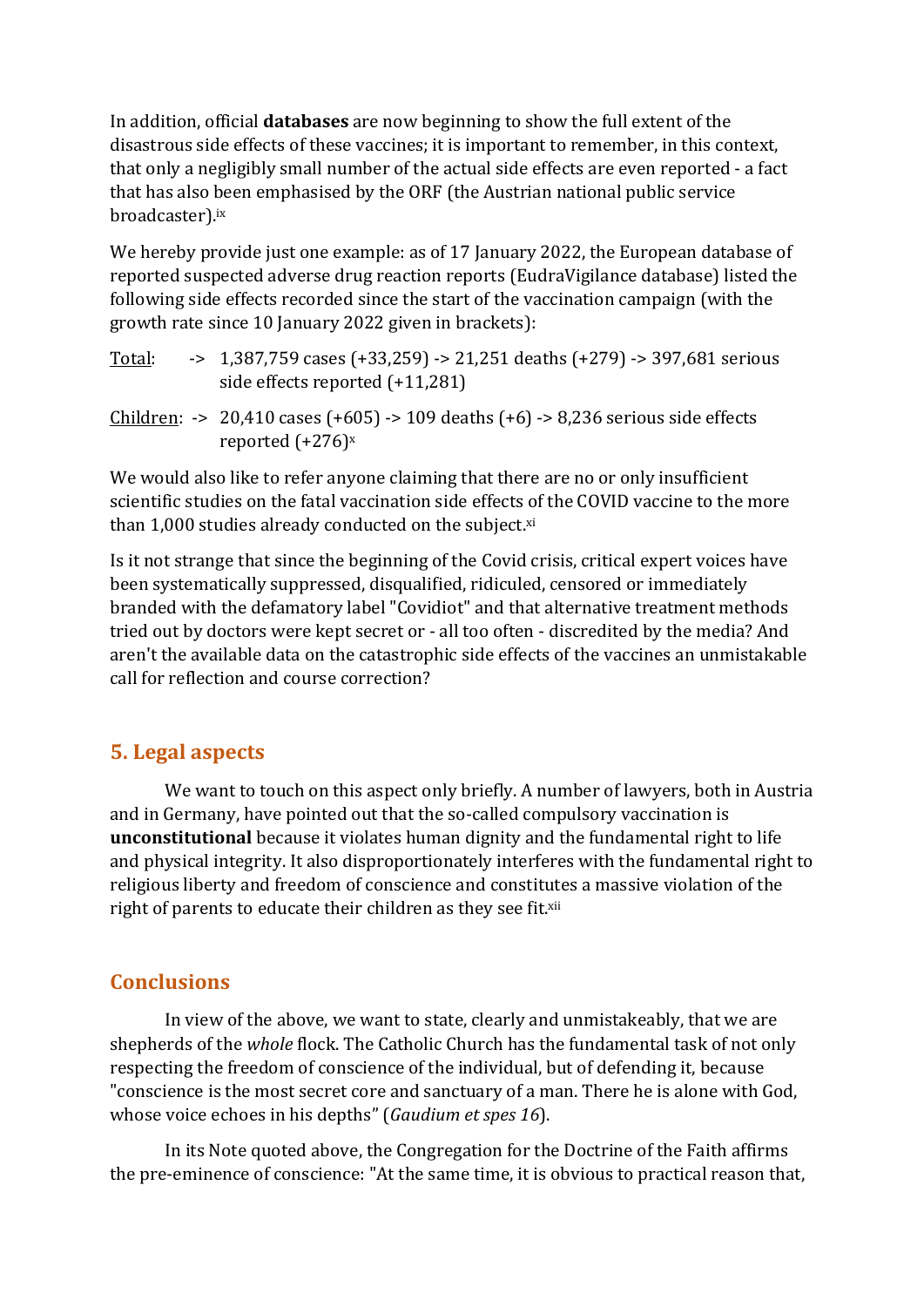In addition, official **databases** are now beginning to show the full extent of the disastrous side effects of these vaccines; it is important to remember, in this context, that only a negligibly small number of the actual side effects are even reported - a fact that has also been emphasised by the ORF (the Austrian national public service broadcaster).[ix]

We hereby provide just one example: as of 17 January 2022, the European database of reported suspected adverse drug reaction reports (EudraVigilance database) listed the following side effects recorded since the start of the vaccination campaign (with the growth rate since 10 January 2022 given in brackets):

<u>Total</u>: -> 1,387,759 cases (+33,259) -> 21,251 deaths (+279) -> 397,681 serious side effects reported (+11,281)

<u>Children</u>: -> 20,410 cases (+605) -> 109 deaths (+6) -> 8,236 serious side effects reported (+276)[x]

We would also like to refer anyone claiming that there are no or only insufficient scientific studies on the fatal vaccination side effects of the COVID vaccine to the more than 1,000 studies already conducted on the subject.[xi]

Is it not strange that since the beginning of the Covid crisis, critical expert voices have been systematically suppressed, disqualified, ridiculed, censored or immediately branded with the defamatory label "Covidiot" and that alternative treatment methods tried out by doctors were kept secret or - all too often - discredited by the media? And aren't the available data on the catastrophic side effects of the vaccines an unmistakable call for reflection and course correction?

## 5. Legal aspects

We want to touch on this aspect only briefly. A number of lawyers, both in Austria and in Germany, have pointed out that the so-called compulsory vaccination is **unconstitutional** because it violates human dignity and the fundamental right to life and physical integrity. It also disproportionately interferes with the fundamental right to religious liberty and freedom of conscience and constitutes a massive violation of the right of parents to educate their children as they see fit.[xii]

## Conclusions

In view of the above, we want to state, clearly and unmistakeably, that we are shepherds of the *whole* flock. The Catholic Church has the fundamental task of not only respecting the freedom of conscience of the individual, but of defending it, because "conscience is the most secret core and sanctuary of a man. There he is alone with God, whose voice echoes in his depths" (*Gaudium et spes 16*).

In its Note quoted above, the Congregation for the Doctrine of the Faith affirms the pre-eminence of conscience: "At the same time, it is obvious to practical reason that,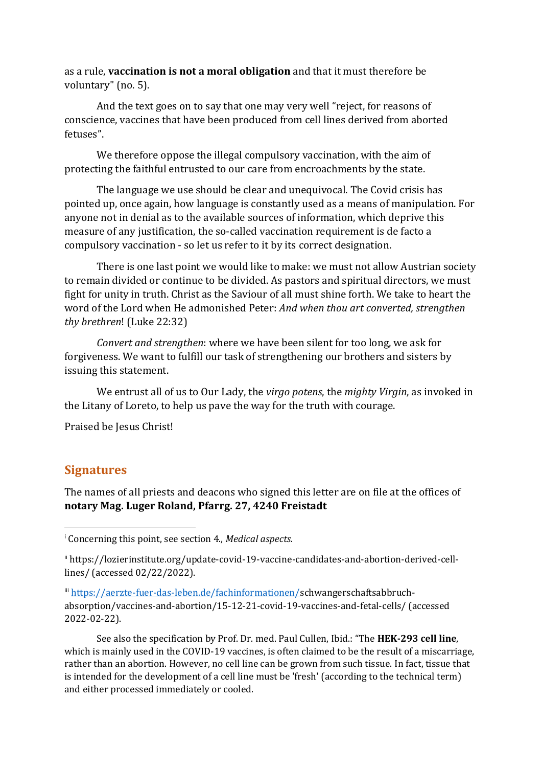as a rule, **vaccination is not a moral obligation** and that it must therefore be voluntary" (no. 5).

And the text goes on to say that one may very well "reject, for reasons of conscience, vaccines that have been produced from cell lines derived from aborted fetuses".

We therefore oppose the illegal compulsory vaccination, with the aim of protecting the faithful entrusted to our care from encroachments by the state.

The language we use should be clear and unequivocal. The Covid crisis has pointed up, once again, how language is constantly used as a means of manipulation. For anyone not in denial as to the available sources of information, which deprive this measure of any justification, the so-called vaccination requirement is de facto a compulsory vaccination - so let us refer to it by its correct designation.

There is one last point we would like to make: we must not allow Austrian society to remain divided or continue to be divided. As pastors and spiritual directors, we must fight for unity in truth. Christ as the Saviour of all must shine forth. We take to heart the word of the Lord when He admonished Peter: *And when thou art converted, strengthen thy brethren*! (Luke 22:32)

*Convert and strengthen*: where we have been silent for too long, we ask for forgiveness. We want to fulfill our task of strengthening our brothers and sisters by issuing this statement.

We entrust all of us to Our Lady, the *virgo potens*, the *mighty Virgin*, as invoked in the Litany of Loreto, to help us pave the way for the truth with courage.

Praised be Jesus Christ!

## Signatures

The names of all priests and deacons who signed this letter are on file at the offices of **notary Mag. Luger Roland, Pfarrg. 27, 4240 Freistadt**

---

[i] Concerning this point, see section 4., *Medical aspects.*

[ii] https://lozierinstitute.org/update-covid-19-vaccine-candidates-and-abortion-derived-cell-lines/ (accessed 02/22/2022).

[iii] https://aerzte-fuer-das-leben.de/fachinformationen/schwangerschaftsabbruch-absorption/vaccines-and-abortion/15-12-21-covid-19-vaccines-and-fetal-cells/ (accessed 2022-02-22).

See also the specification by Prof. Dr. med. Paul Cullen, Ibid.: "The **HEK-293 cell line**, which is mainly used in the COVID-19 vaccines, is often claimed to be the result of a miscarriage, rather than an abortion. However, no cell line can be grown from such tissue. In fact, tissue that is intended for the development of a cell line must be 'fresh' (according to the technical term) and either processed immediately or cooled.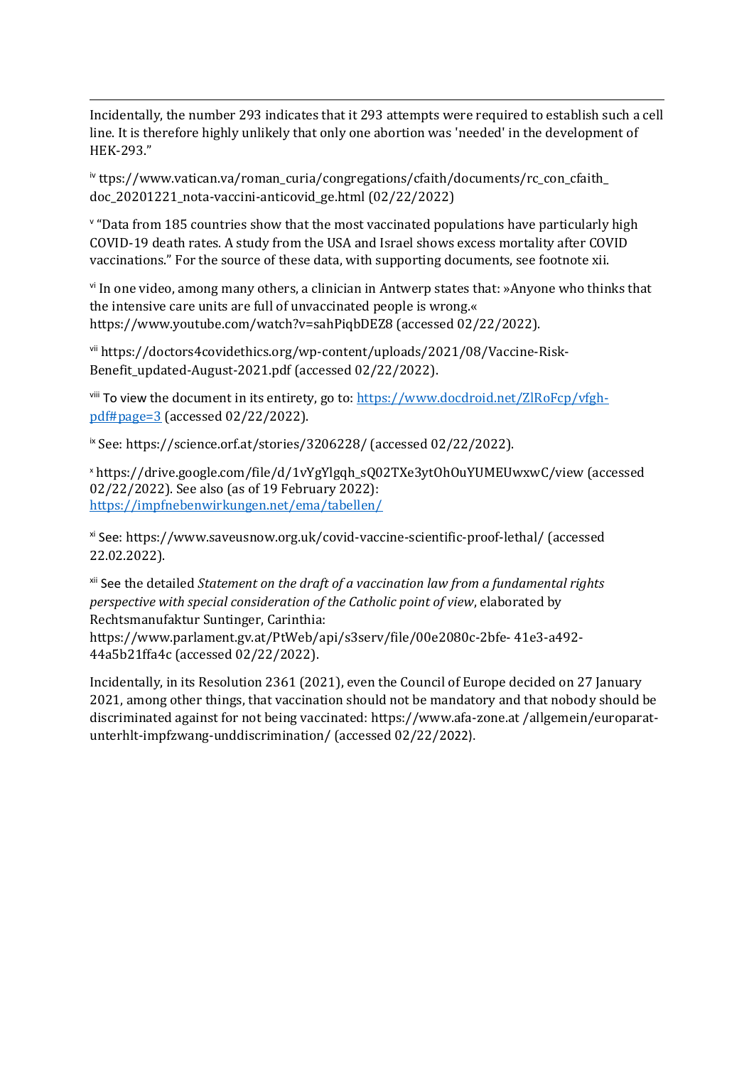Incidentally, the number 293 indicates that it 293 attempts were required to establish such a cell line. It is therefore highly unlikely that only one abortion was 'needed' in the development of HEK-293."

[iv] ttps://www.vatican.va/roman_curia/congregations/cfaith/documents/rc_con_cfaith_doc_20201221_nota-vaccini-anticovid_ge.html (02/22/2022)

[v] "Data from 185 countries show that the most vaccinated populations have particularly high COVID-19 death rates. A study from the USA and Israel shows excess mortality after COVID vaccinations." For the source of these data, with supporting documents, see footnote xii.

[vi] In one video, among many others, a clinician in Antwerp states that: »Anyone who thinks that the intensive care units are full of unvaccinated people is wrong.« https://www.youtube.com/watch?v=sahPiqbDEZ8 (accessed 02/22/2022).

[vii] https://doctors4covidethics.org/wp-content/uploads/2021/08/Vaccine-Risk-Benefit_updated-August-2021.pdf (accessed 02/22/2022).

[viii] To view the document in its entirety, go to: [https://www.docdroid.net/ZlRoFcp/vfgh-pdf#page=3](https://www.docdroid.net/ZlRoFcp/vfgh-pdf#page=3) (accessed 02/22/2022).

[ix] See: https://science.orf.at/stories/3206228/ (accessed 02/22/2022).

[x] https://drive.google.com/file/d/1vYgYlgqh_sQ02TXe3ytOhOuYUMEUwxwC/view (accessed 02/22/2022). See also (as of 19 February 2022): [https://impfnebenwirkungen.net/ema/tabellen/](https://impfnebenwirkungen.net/ema/tabellen/)

[xi] See: https://www.saveusnow.org.uk/covid-vaccine-scientific-proof-lethal/ (accessed 22.02.2022).

[xii] See the detailed *Statement on the draft of a vaccination law from a fundamental rights perspective with special consideration of the Catholic point of view*, elaborated by Rechtsmanufaktur Suntinger, Carinthia: https://www.parlament.gv.at/PtWeb/api/s3serv/file/00e2080c-2bfe- 41e3-a492-44a5b21ffa4c (accessed 02/22/2022).

Incidentally, in its Resolution 2361 (2021), even the Council of Europe decided on 27 January 2021, among other things, that vaccination should not be mandatory and that nobody should be discriminated against for not being vaccinated: https://www.afa-zone.at /allgemein/europarat-unterhlt-impfzwang-unddiscrimination/ (accessed 02/22/2022).